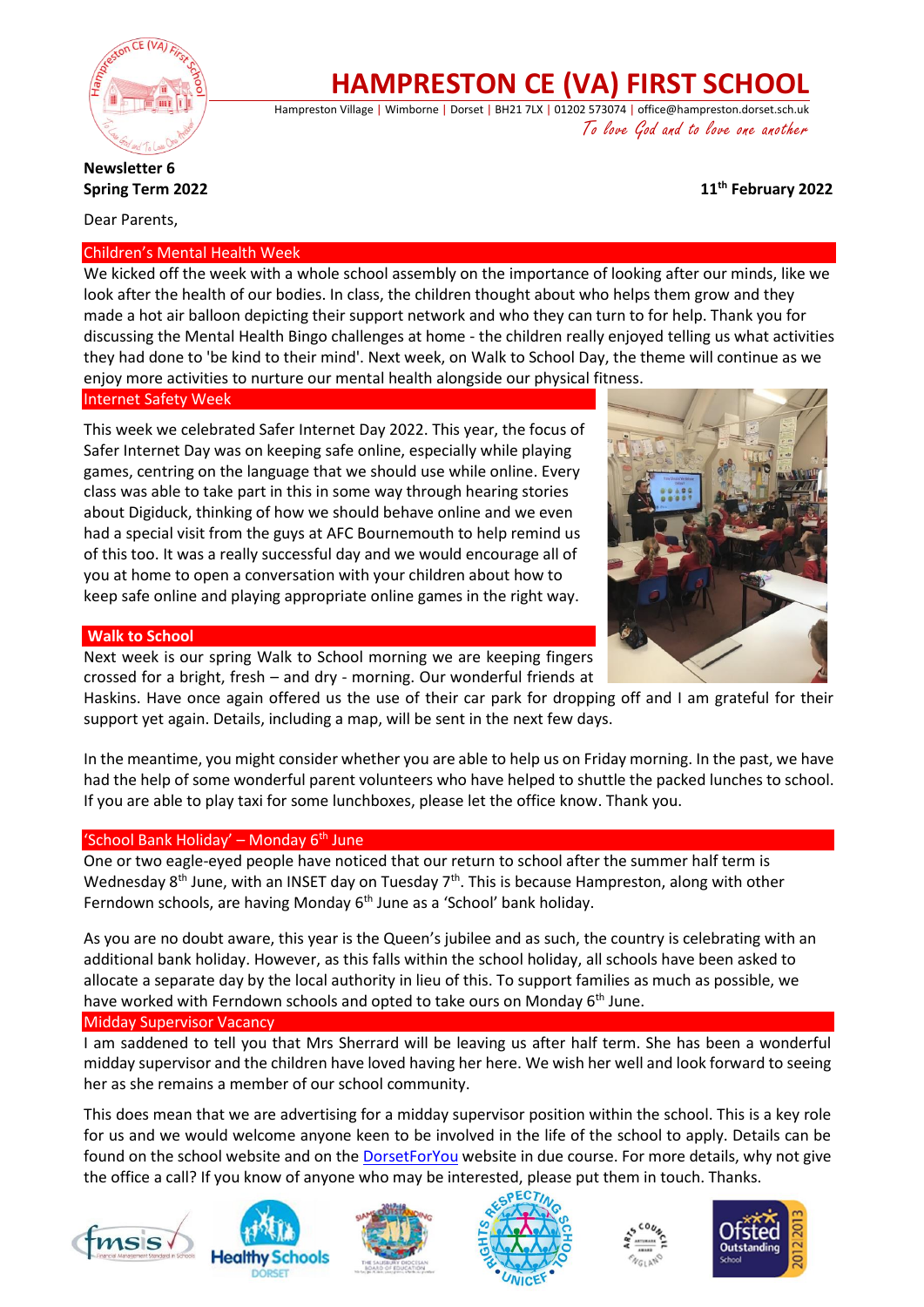# HAMPRESTON CE (VA) FIRST SCHOOL

Hampreston Village | Wimborne | Dorset | BH21 7LX | 01202 573074 | office@hampreston.dorset.sch.uk

*To love God and to love one another*

**Newsletter 6**
**Spring Term 2022** **11th February 2022**

Dear Parents,

## Children's Mental Health Week

We kicked off the week with a whole school assembly on the importance of looking after our minds, like we look after the health of our bodies. In class, the children thought about who helps them grow and they made a hot air balloon depicting their support network and who they can turn to for help. Thank you for discussing the Mental Health Bingo challenges at home - the children really enjoyed telling us what activities they had done to 'be kind to their mind'. Next week, on Walk to School Day, the theme will continue as we enjoy more activities to nurture our mental health alongside our physical fitness.

## Internet Safety Week

This week we celebrated Safer Internet Day 2022. This year, the focus of Safer Internet Day was on keeping safe online, especially while playing games, centring on the language that we should use while online. Every class was able to take part in this in some way through hearing stories about Digiduck, thinking of how we should behave online and we even had a special visit from the guys at AFC Bournemouth to help remind us of this too. It was a really successful day and we would encourage all of you at home to open a conversation with your children about how to keep safe online and playing appropriate online games in the right way.

## Walk to School

Next week is our spring Walk to School morning we are keeping fingers crossed for a bright, fresh – and dry - morning. Our wonderful friends at Haskins. Have once again offered us the use of their car park for dropping off and I am grateful for their support yet again. Details, including a map, will be sent in the next few days.

In the meantime, you might consider whether you are able to help us on Friday morning. In the past, we have had the help of some wonderful parent volunteers who have helped to shuttle the packed lunches to school. If you are able to play taxi for some lunchboxes, please let the office know. Thank you.

## 'School Bank Holiday' – Monday 6th June

One or two eagle-eyed people have noticed that our return to school after the summer half term is Wednesday 8th June, with an INSET day on Tuesday 7th. This is because Hampreston, along with other Ferndown schools, are having Monday 6th June as a 'School' bank holiday.

As you are no doubt aware, this year is the Queen's jubilee and as such, the country is celebrating with an additional bank holiday. However, as this falls within the school holiday, all schools have been asked to allocate a separate day by the local authority in lieu of this. To support families as much as possible, we have worked with Ferndown schools and opted to take ours on Monday 6th June.

## Midday Supervisor Vacancy

I am saddened to tell you that Mrs Sherrard will be leaving us after half term. She has been a wonderful midday supervisor and the children have loved having her here. We wish her well and look forward to seeing her as she remains a member of our school community.

This does mean that we are advertising for a midday supervisor position within the school. This is a key role for us and we would welcome anyone keen to be involved in the life of the school to apply. Details can be found on the school website and on the DorsetForYou website in due course. For more details, why not give the office a call? If you know of anyone who may be interested, please put them in touch. Thanks.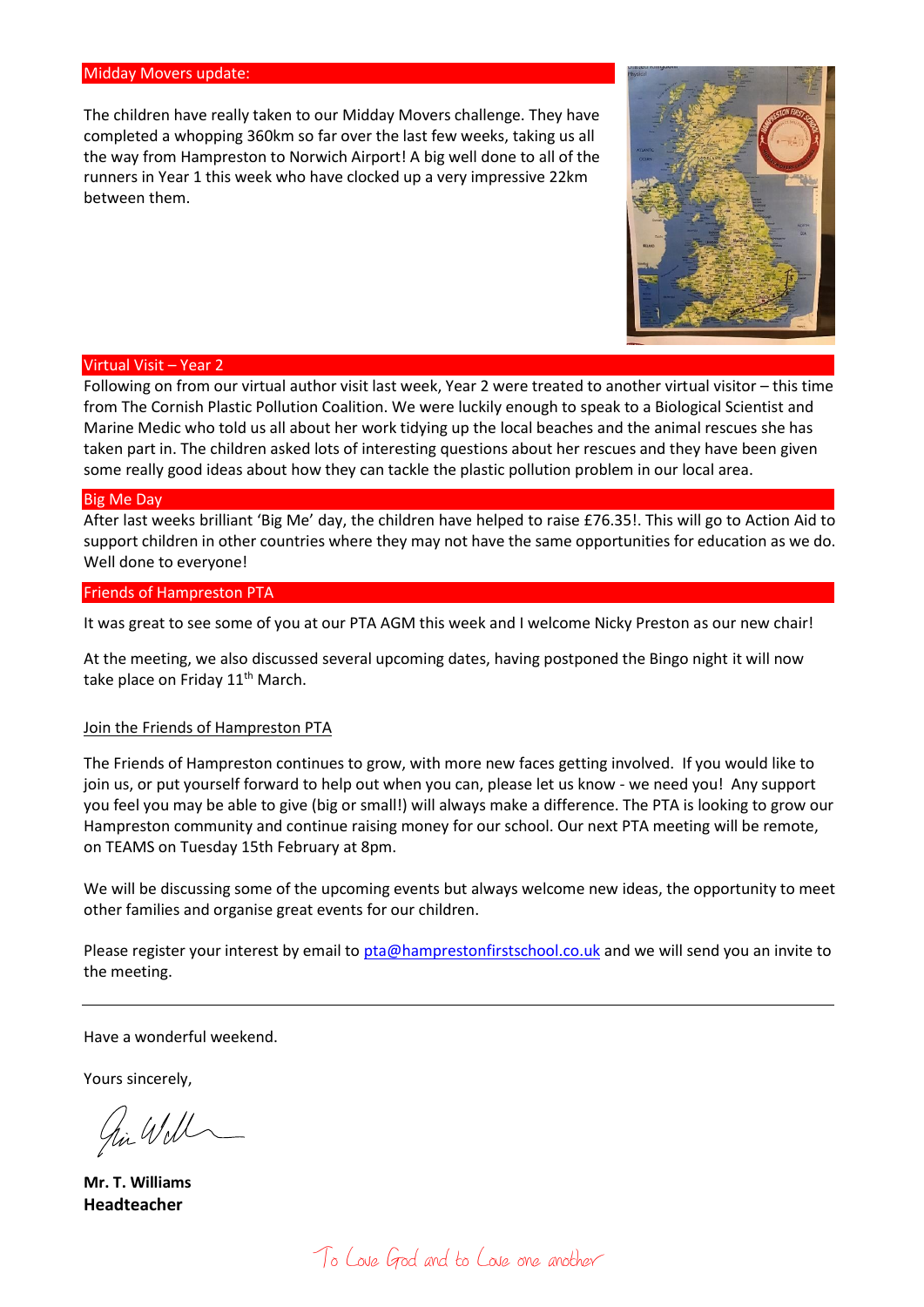## Midday Movers update:

The children have really taken to our Midday Movers challenge. They have completed a whopping 360km so far over the last few weeks, taking us all the way from Hampreston to Norwich Airport! A big well done to all of the runners in Year 1 this week who have clocked up a very impressive 22km between them.

## Virtual Visit – Year 2

Following on from our virtual author visit last week, Year 2 were treated to another virtual visitor – this time from The Cornish Plastic Pollution Coalition. We were luckily enough to speak to a Biological Scientist and Marine Medic who told us all about her work tidying up the local beaches and the animal rescues she has taken part in. The children asked lots of interesting questions about her rescues and they have been given some really good ideas about how they can tackle the plastic pollution problem in our local area.

## Big Me Day

After last weeks brilliant 'Big Me' day, the children have helped to raise £76.35!. This will go to Action Aid to support children in other countries where they may not have the same opportunities for education as we do. Well done to everyone!

## Friends of Hampreston PTA

It was great to see some of you at our PTA AGM this week and I welcome Nicky Preston as our new chair!

At the meeting, we also discussed several upcoming dates, having postponed the Bingo night it will now take place on Friday 11th March.

Join the Friends of Hampreston PTA

The Friends of Hampreston continues to grow, with more new faces getting involved. If you would like to join us, or put yourself forward to help out when you can, please let us know - we need you! Any support you feel you may be able to give (big or small!) will always make a difference. The PTA is looking to grow our Hampreston community and continue raising money for our school. Our next PTA meeting will be remote, on TEAMS on Tuesday 15th February at 8pm.

We will be discussing some of the upcoming events but always welcome new ideas, the opportunity to meet other families and organise great events for our children.

Please register your interest by email to pta@hamprestonfirstschool.co.uk and we will send you an invite to the meeting.

---

Have a wonderful weekend.

Yours sincerely,

**Mr. T. Williams**
**Headteacher**

To Love God and to Love one another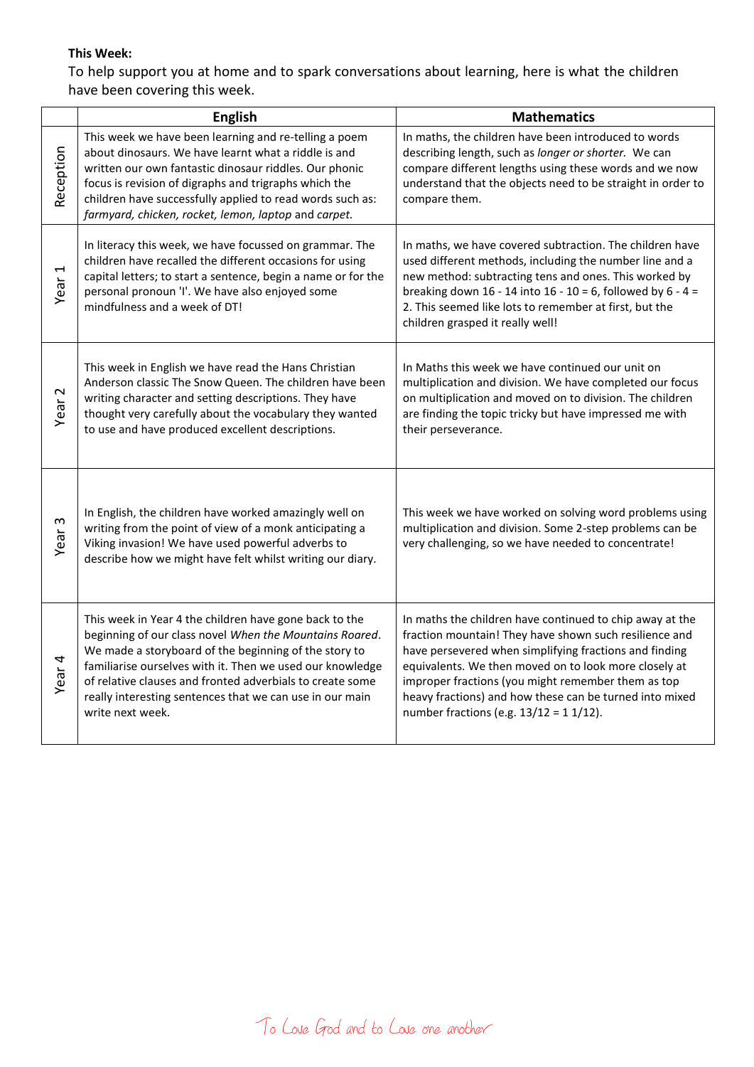**This Week:**

To help support you at home and to spark conversations about learning, here is what the children have been covering this week.

| | English | Mathematics |
|---|---|---|
| Reception | This week we have been learning and re-telling a poem about dinosaurs. We have learnt what a riddle is and written our own fantastic dinosaur riddles. Our phonic focus is revision of digraphs and trigraphs which the children have successfully applied to read words such as: *farmyard, chicken, rocket, lemon, laptop* and *carpet.* | In maths, the children have been introduced to words describing length, such as *longer or shorter.* We can compare different lengths using these words and we now understand that the objects need to be straight in order to compare them. |
| Year 1 | In literacy this week, we have focussed on grammar. The children have recalled the different occasions for using capital letters; to start a sentence, begin a name or for the personal pronoun 'I'. We have also enjoyed some mindfulness and a week of DT! | In maths, we have covered subtraction. The children have used different methods, including the number line and a new method: subtracting tens and ones. This worked by breaking down 16 - 14 into 16 - 10 = 6, followed by 6 - 4 = 2. This seemed like lots to remember at first, but the children grasped it really well! |
| Year 2 | This week in English we have read the Hans Christian Anderson classic The Snow Queen. The children have been writing character and setting descriptions. They have thought very carefully about the vocabulary they wanted to use and have produced excellent descriptions. | In Maths this week we have continued our unit on multiplication and division. We have completed our focus on multiplication and moved on to division. The children are finding the topic tricky but have impressed me with their perseverance. |
| Year 3 | In English, the children have worked amazingly well on writing from the point of view of a monk anticipating a Viking invasion! We have used powerful adverbs to describe how we might have felt whilst writing our diary. | This week we have worked on solving word problems using multiplication and division. Some 2-step problems can be very challenging, so we have needed to concentrate! |
| Year 4 | This week in Year 4 the children have gone back to the beginning of our class novel *When the Mountains Roared*. We made a storyboard of the beginning of the story to familiarise ourselves with it. Then we used our knowledge of relative clauses and fronted adverbials to create some really interesting sentences that we can use in our main write next week. | In maths the children have continued to chip away at the fraction mountain! They have shown such resilience and have persevered when simplifying fractions and finding equivalents. We then moved on to look more closely at improper fractions (you might remember them as top heavy fractions) and how these can be turned into mixed number fractions (e.g. 13/12 = 1 1/12). |

*To Love God and to Love one another*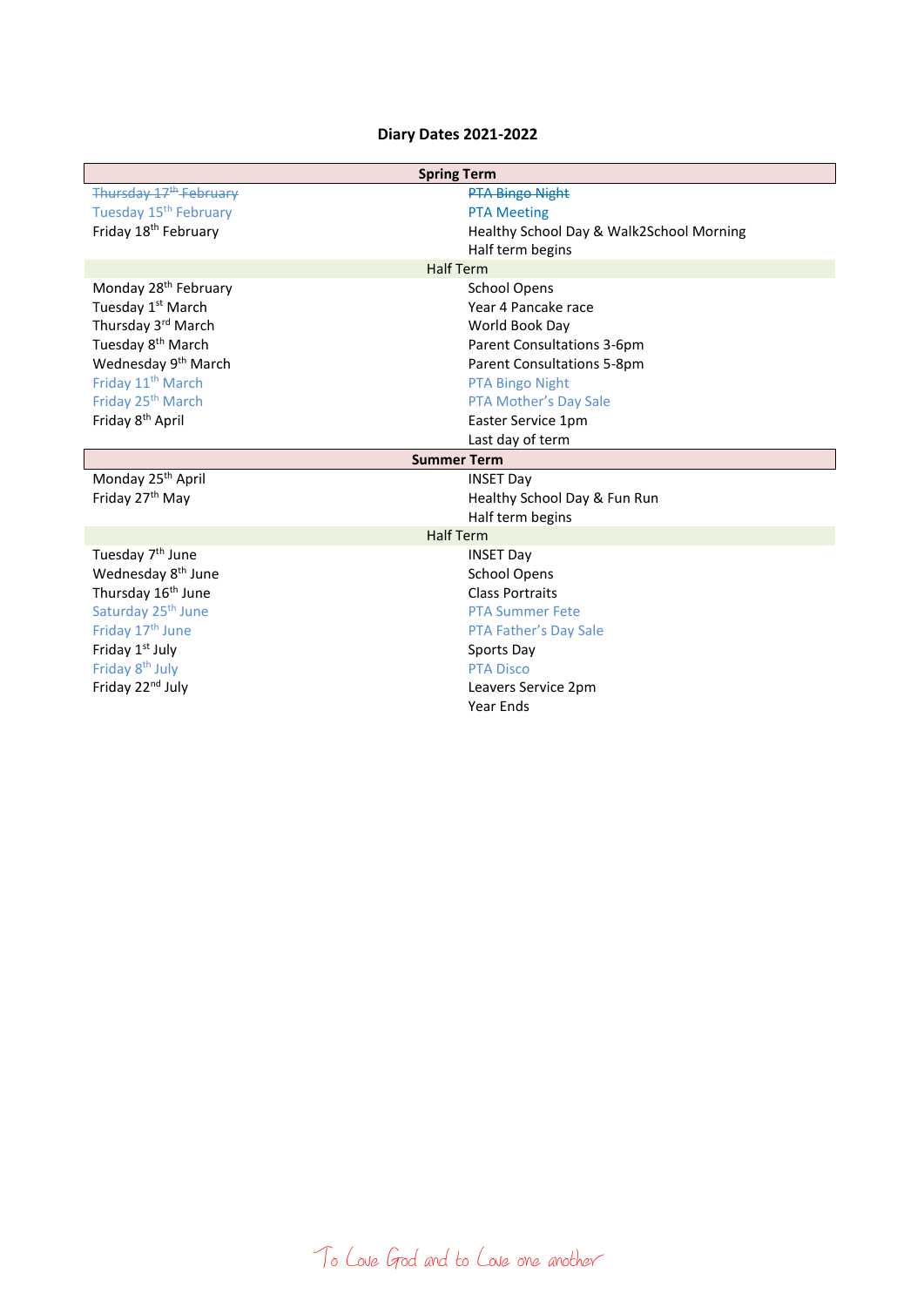**Diary Dates 2021-2022**

| | |
|---|---|
| **Spring Term** | |
| ~~Thursday 17th February~~ | ~~PTA Bingo Night~~ |
| Tuesday 15th February | PTA Meeting |
| Friday 18th February | Healthy School Day & Walk2School Morning |
| | Half term begins |
| Half Term | |
| Monday 28th February | School Opens |
| Tuesday 1st March | Year 4 Pancake race |
| Thursday 3rd March | World Book Day |
| Tuesday 8th March | Parent Consultations 3-6pm |
| Wednesday 9th March | Parent Consultations 5-8pm |
| Friday 11th March | PTA Bingo Night |
| Friday 25th March | PTA Mother's Day Sale |
| Friday 8th April | Easter Service 1pm |
| | Last day of term |
| **Summer Term** | |
| Monday 25th April | INSET Day |
| Friday 27th May | Healthy School Day & Fun Run |
| | Half term begins |
| Half Term | |
| Tuesday 7th June | INSET Day |
| Wednesday 8th June | School Opens |
| Thursday 16th June | Class Portraits |
| Saturday 25th June | PTA Summer Fete |
| Friday 17th June | PTA Father's Day Sale |
| Friday 1st July | Sports Day |
| Friday 8th July | PTA Disco |
| Friday 22nd July | Leavers Service 2pm |
| | Year Ends |

To Love God and to Love one another